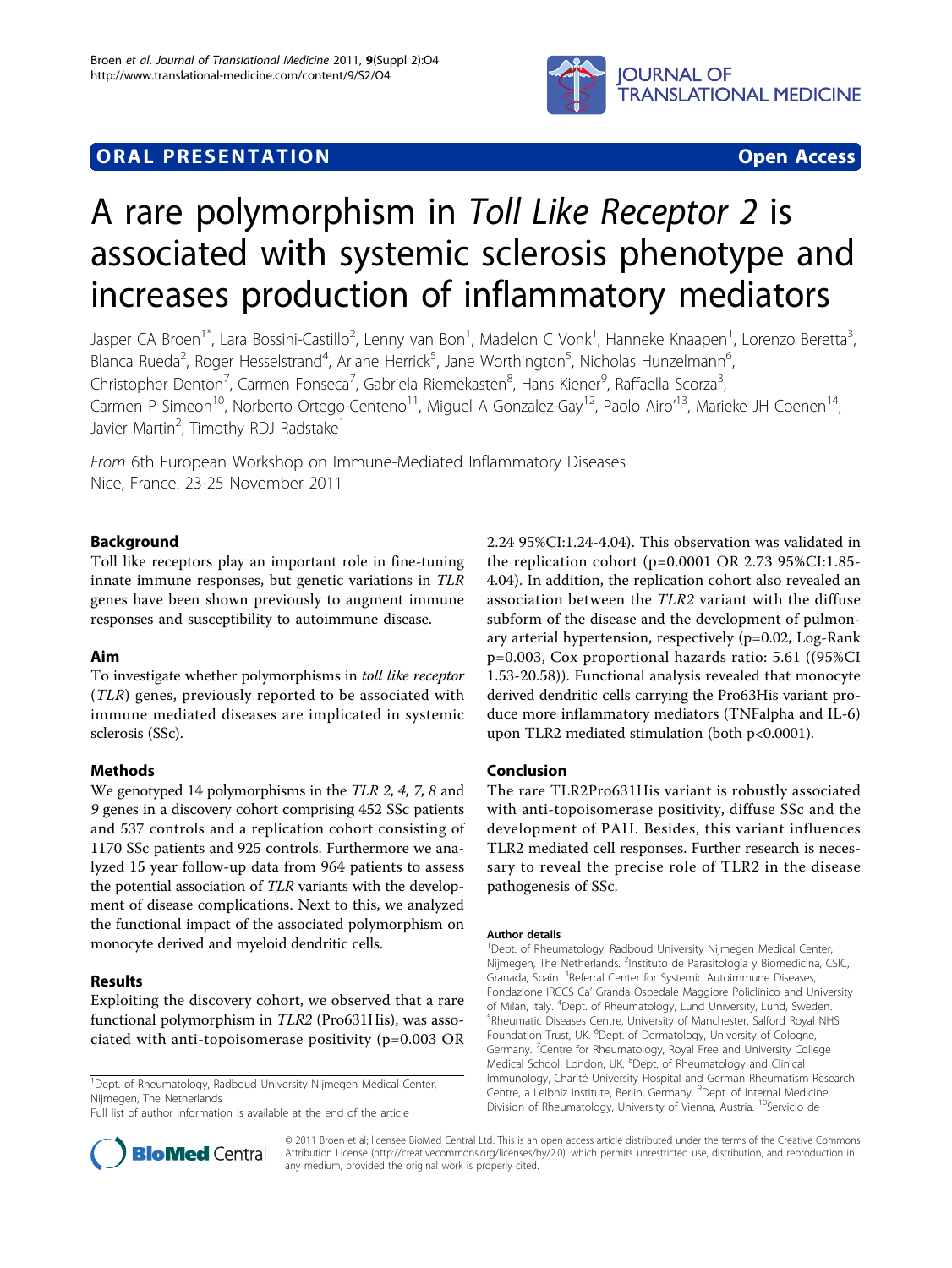ORAL PRESENTATION Open Access

# A rare polymorphism in *Toll Like Receptor 2* is associated with systemic sclerosis phenotype and increases production of inflammatory mediators

Jasper CA Broen[1*], Lara Bossini-Castillo[2], Lenny van Bon[1], Madelon C Vonk[1], Hanneke Knaapen[1], Lorenzo Beretta[3], Blanca Rueda[2], Roger Hesselstrand[4], Ariane Herrick[5], Jane Worthington[5], Nicholas Hunzelmann[6], Christopher Denton[7], Carmen Fonseca[7], Gabriela Riemekasten[8], Hans Kiener[9], Raffaella Scorza[3], Carmen P Simeon[10], Norberto Ortego-Centeno[11], Miguel A Gonzalez-Gay[12], Paolo Airo'[13], Marieke JH Coenen[14], Javier Martin[2], Timothy RDJ Radstake[1]

*From* 6th European Workshop on Immune-Mediated Inflammatory Diseases
Nice, France. 23-25 November 2011

## Background

Toll like receptors play an important role in fine-tuning innate immune responses, but genetic variations in *TLR* genes have been shown previously to augment immune responses and susceptibility to autoimmune disease.

## Aim

To investigate whether polymorphisms in *toll like receptor* (*TLR*) genes, previously reported to be associated with immune mediated diseases are implicated in systemic sclerosis (SSc).

## Methods

We genotyped 14 polymorphisms in the *TLR 2*, *4*, *7*, *8* and *9* genes in a discovery cohort comprising 452 SSc patients and 537 controls and a replication cohort consisting of 1170 SSc patients and 925 controls. Furthermore we analyzed 15 year follow-up data from 964 patients to assess the potential association of *TLR* variants with the development of disease complications. Next to this, we analyzed the functional impact of the associated polymorphism on monocyte derived and myeloid dendritic cells.

## Results

Exploiting the discovery cohort, we observed that a rare functional polymorphism in *TLR2* (Pro631His), was associated with anti-topoisomerase positivity (p=0.003 OR 2.24 95%CI:1.24-4.04). This observation was validated in the replication cohort (p=0.0001 OR 2.73 95%CI:1.85-4.04). In addition, the replication cohort also revealed an association between the *TLR2* variant with the diffuse subform of the disease and the development of pulmonary arterial hypertension, respectively (p=0.02, Log-Rank p=0.003, Cox proportional hazards ratio: 5.61 ((95%CI 1.53-20.58)). Functional analysis revealed that monocyte derived dendritic cells carrying the Pro63His variant produce more inflammatory mediators (TNFalpha and IL-6) upon TLR2 mediated stimulation (both p<0.0001).

## Conclusion

The rare TLR2Pro631His variant is robustly associated with anti-topoisomerase positivity, diffuse SSc and the development of PAH. Besides, this variant influences TLR2 mediated cell responses. Further research is necessary to reveal the precise role of TLR2 in the disease pathogenesis of SSc.

[1]Dept. of Rheumatology, Radboud University Nijmegen Medical Center, Nijmegen, The Netherlands

Full list of author information is available at the end of the article

### Author details

[1]Dept. of Rheumatology, Radboud University Nijmegen Medical Center, Nijmegen, The Netherlands. [2]Instituto de Parasitología y Biomedicina, CSIC, Granada, Spain. [3]Referral Center for Systemic Autoimmune Diseases, Fondazione IRCCS Ca' Granda Ospedale Maggiore Policlinico and University of Milan, Italy. [4]Dept. of Rheumatology, Lund University, Lund, Sweden. [5]Rheumatic Diseases Centre, University of Manchester, Salford Royal NHS Foundation Trust, UK. [6]Dept. of Dermatology, University of Cologne, Germany. [7]Centre for Rheumatology, Royal Free and University College Medical School, London, UK. [8]Dept. of Rheumatology and Clinical Immunology, Charité University Hospital and German Rheumatism Research Centre, a Leibniz institute, Berlin, Germany. [9]Dept. of Internal Medicine, Division of Rheumatology, University of Vienna, Austria. [10]Servicio de

© 2011 Broen et al; licensee BioMed Central Ltd. This is an open access article distributed under the terms of the Creative Commons Attribution License (http://creativecommons.org/licenses/by/2.0), which permits unrestricted use, distribution, and reproduction in any medium, provided the original work is properly cited.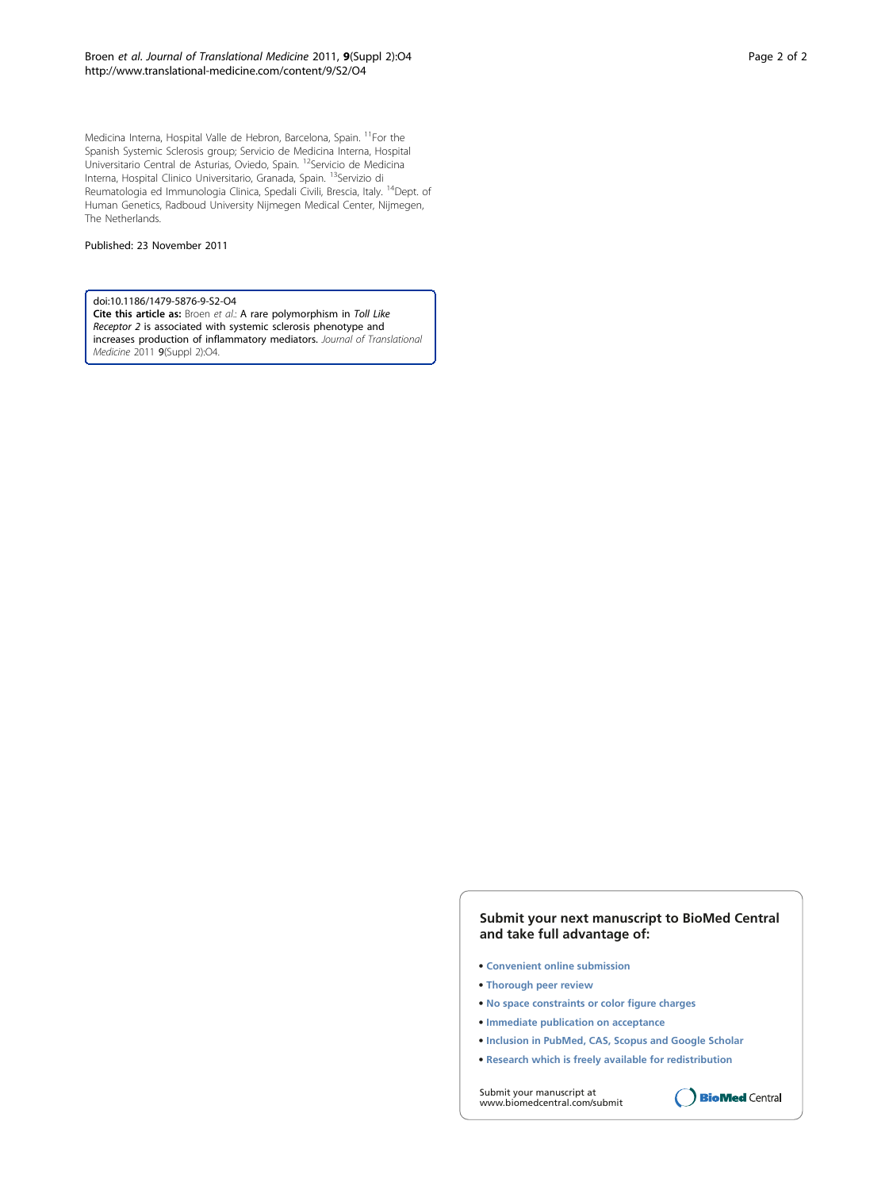Medicina Interna, Hospital Valle de Hebron, Barcelona, Spain. [11]For the Spanish Systemic Sclerosis group; Servicio de Medicina Interna, Hospital Universitario Central de Asturias, Oviedo, Spain. [12]Servicio de Medicina Interna, Hospital Clinico Universitario, Granada, Spain. [13]Servizio di Reumatologia ed Immunologia Clinica, Spedali Civili, Brescia, Italy. [14]Dept. of Human Genetics, Radboud University Nijmegen Medical Center, Nijmegen, The Netherlands.

Published: 23 November 2011

doi:10.1186/1479-5876-9-S2-O4
**Cite this article as:** Broen *et al.*: A rare polymorphism in *Toll Like Receptor 2* is associated with systemic sclerosis phenotype and increases production of inflammatory mediators. *Journal of Translational Medicine* 2011 **9**(Suppl 2):O4.

**Submit your next manuscript to BioMed Central and take full advantage of:**

- **Convenient online submission**
- **Thorough peer review**
- **No space constraints or color figure charges**
- **Immediate publication on acceptance**
- **Inclusion in PubMed, CAS, Scopus and Google Scholar**
- **Research which is freely available for redistribution**

Submit your manuscript at
www.biomedcentral.com/submit

BioMed Central